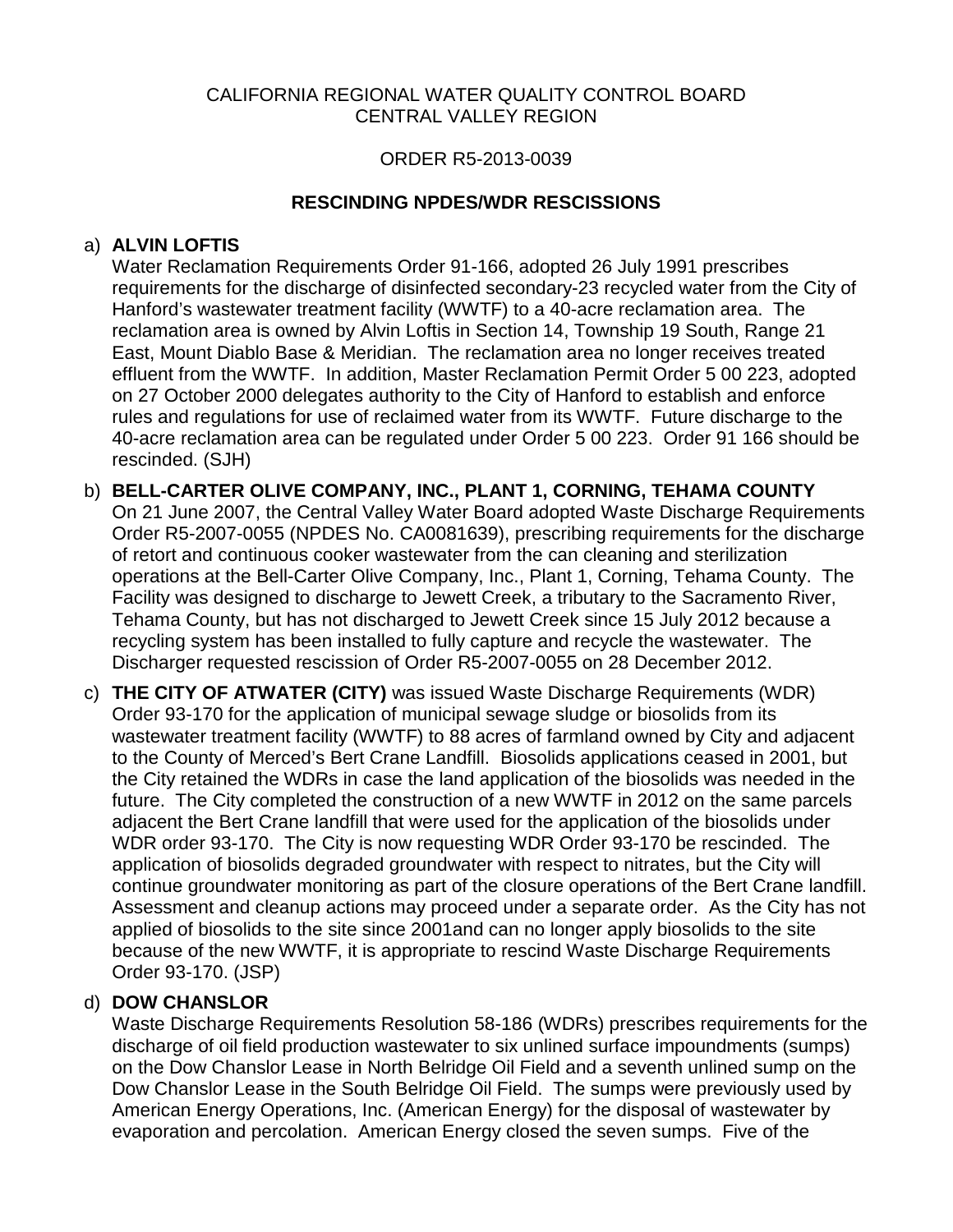CALIFORNIA REGIONAL WATER QUALITY CONTROL BOARD
CENTRAL VALLEY REGION

ORDER R5-2013-0039

**RESCINDING NPDES/WDR RESCISSIONS**

a) **ALVIN LOFTIS**
Water Reclamation Requirements Order 91-166, adopted 26 July 1991 prescribes requirements for the discharge of disinfected secondary-23 recycled water from the City of Hanford's wastewater treatment facility (WWTF) to a 40-acre reclamation area. The reclamation area is owned by Alvin Loftis in Section 14, Township 19 South, Range 21 East, Mount Diablo Base & Meridian. The reclamation area no longer receives treated effluent from the WWTF. In addition, Master Reclamation Permit Order 5 00 223, adopted on 27 October 2000 delegates authority to the City of Hanford to establish and enforce rules and regulations for use of reclaimed water from its WWTF. Future discharge to the 40-acre reclamation area can be regulated under Order 5 00 223. Order 91 166 should be rescinded. (SJH)

b) **BELL-CARTER OLIVE COMPANY, INC., PLANT 1, CORNING, TEHAMA COUNTY**
On 21 June 2007, the Central Valley Water Board adopted Waste Discharge Requirements Order R5-2007-0055 (NPDES No. CA0081639), prescribing requirements for the discharge of retort and continuous cooker wastewater from the can cleaning and sterilization operations at the Bell-Carter Olive Company, Inc., Plant 1, Corning, Tehama County. The Facility was designed to discharge to Jewett Creek, a tributary to the Sacramento River, Tehama County, but has not discharged to Jewett Creek since 15 July 2012 because a recycling system has been installed to fully capture and recycle the wastewater. The Discharger requested rescission of Order R5-2007-0055 on 28 December 2012.

c) **THE CITY OF ATWATER (CITY)** was issued Waste Discharge Requirements (WDR) Order 93-170 for the application of municipal sewage sludge or biosolids from its wastewater treatment facility (WWTF) to 88 acres of farmland owned by City and adjacent to the County of Merced's Bert Crane Landfill. Biosolids applications ceased in 2001, but the City retained the WDRs in case the land application of the biosolids was needed in the future. The City completed the construction of a new WWTF in 2012 on the same parcels adjacent the Bert Crane landfill that were used for the application of the biosolids under WDR order 93-170. The City is now requesting WDR Order 93-170 be rescinded. The application of biosolids degraded groundwater with respect to nitrates, but the City will continue groundwater monitoring as part of the closure operations of the Bert Crane landfill. Assessment and cleanup actions may proceed under a separate order. As the City has not applied of biosolids to the site since 2001and can no longer apply biosolids to the site because of the new WWTF, it is appropriate to rescind Waste Discharge Requirements Order 93-170. (JSP)

d) **DOW CHANSLOR**
Waste Discharge Requirements Resolution 58-186 (WDRs) prescribes requirements for the discharge of oil field production wastewater to six unlined surface impoundments (sumps) on the Dow Chanslor Lease in North Belridge Oil Field and a seventh unlined sump on the Dow Chanslor Lease in the South Belridge Oil Field. The sumps were previously used by American Energy Operations, Inc. (American Energy) for the disposal of wastewater by evaporation and percolation. American Energy closed the seven sumps. Five of the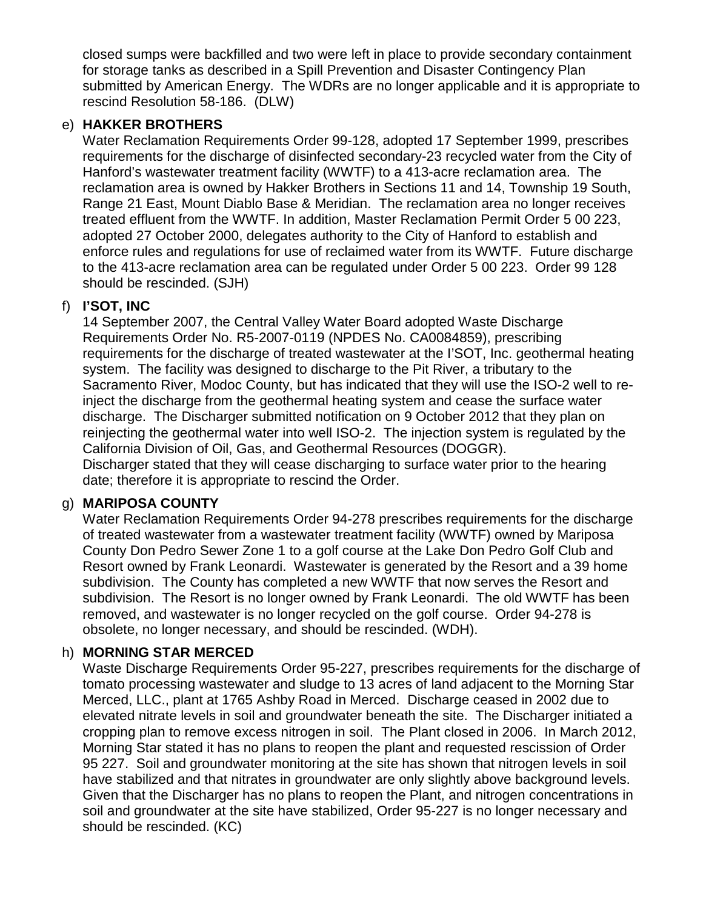closed sumps were backfilled and two were left in place to provide secondary containment for storage tanks as described in a Spill Prevention and Disaster Contingency Plan submitted by American Energy. The WDRs are no longer applicable and it is appropriate to rescind Resolution 58-186. (DLW)

e) **HAKKER BROTHERS**
Water Reclamation Requirements Order 99-128, adopted 17 September 1999, prescribes requirements for the discharge of disinfected secondary-23 recycled water from the City of Hanford's wastewater treatment facility (WWTF) to a 413-acre reclamation area. The reclamation area is owned by Hakker Brothers in Sections 11 and 14, Township 19 South, Range 21 East, Mount Diablo Base & Meridian. The reclamation area no longer receives treated effluent from the WWTF. In addition, Master Reclamation Permit Order 5 00 223, adopted 27 October 2000, delegates authority to the City of Hanford to establish and enforce rules and regulations for use of reclaimed water from its WWTF. Future discharge to the 413-acre reclamation area can be regulated under Order 5 00 223. Order 99 128 should be rescinded. (SJH)

f) **I'SOT, INC**
14 September 2007, the Central Valley Water Board adopted Waste Discharge Requirements Order No. R5-2007-0119 (NPDES No. CA0084859), prescribing requirements for the discharge of treated wastewater at the I'SOT, Inc. geothermal heating system. The facility was designed to discharge to the Pit River, a tributary to the Sacramento River, Modoc County, but has indicated that they will use the ISO-2 well to re-inject the discharge from the geothermal heating system and cease the surface water discharge. The Discharger submitted notification on 9 October 2012 that they plan on reinjecting the geothermal water into well ISO-2. The injection system is regulated by the California Division of Oil, Gas, and Geothermal Resources (DOGGR).
Discharger stated that they will cease discharging to surface water prior to the hearing date; therefore it is appropriate to rescind the Order.

g) **MARIPOSA COUNTY**
Water Reclamation Requirements Order 94-278 prescribes requirements for the discharge of treated wastewater from a wastewater treatment facility (WWTF) owned by Mariposa County Don Pedro Sewer Zone 1 to a golf course at the Lake Don Pedro Golf Club and Resort owned by Frank Leonardi. Wastewater is generated by the Resort and a 39 home subdivision. The County has completed a new WWTF that now serves the Resort and subdivision. The Resort is no longer owned by Frank Leonardi. The old WWTF has been removed, and wastewater is no longer recycled on the golf course. Order 94-278 is obsolete, no longer necessary, and should be rescinded. (WDH).

h) **MORNING STAR MERCED**
Waste Discharge Requirements Order 95-227, prescribes requirements for the discharge of tomato processing wastewater and sludge to 13 acres of land adjacent to the Morning Star Merced, LLC., plant at 1765 Ashby Road in Merced. Discharge ceased in 2002 due to elevated nitrate levels in soil and groundwater beneath the site. The Discharger initiated a cropping plan to remove excess nitrogen in soil. The Plant closed in 2006. In March 2012, Morning Star stated it has no plans to reopen the plant and requested rescission of Order 95 227. Soil and groundwater monitoring at the site has shown that nitrogen levels in soil have stabilized and that nitrates in groundwater are only slightly above background levels. Given that the Discharger has no plans to reopen the Plant, and nitrogen concentrations in soil and groundwater at the site have stabilized, Order 95-227 is no longer necessary and should be rescinded. (KC)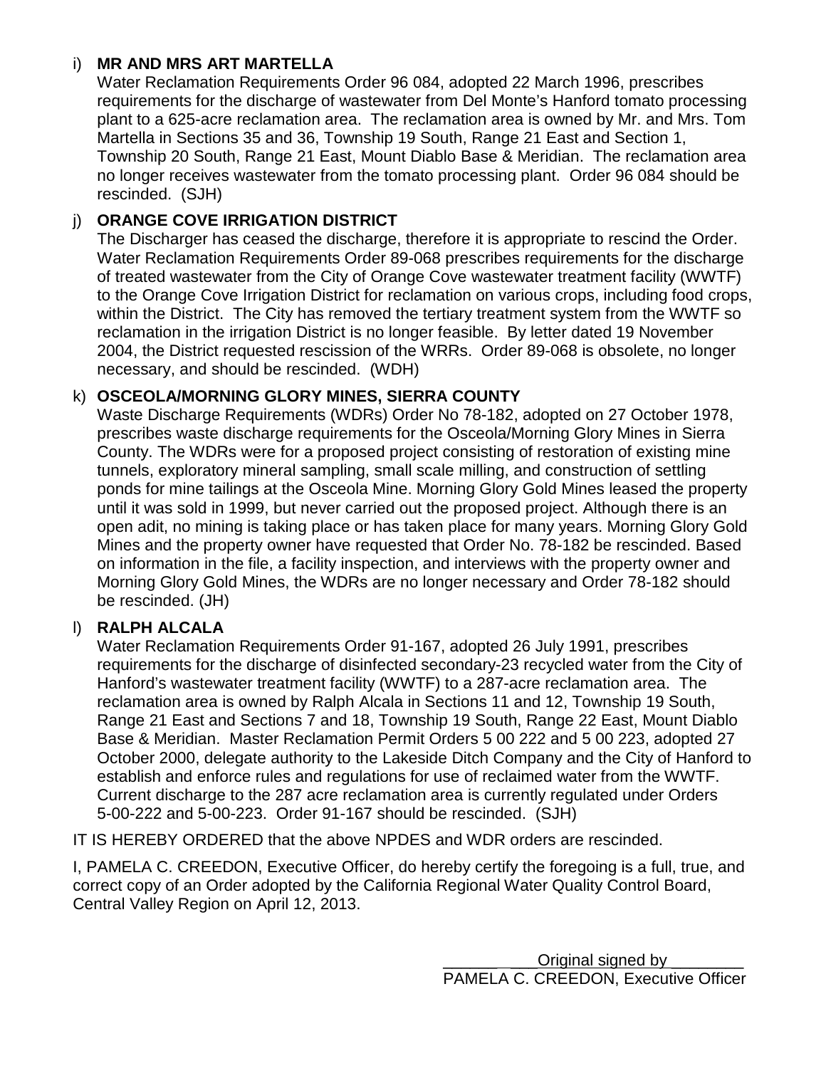i) **MR AND MRS ART MARTELLA**
Water Reclamation Requirements Order 96 084, adopted 22 March 1996, prescribes requirements for the discharge of wastewater from Del Monte's Hanford tomato processing plant to a 625-acre reclamation area. The reclamation area is owned by Mr. and Mrs. Tom Martella in Sections 35 and 36, Township 19 South, Range 21 East and Section 1, Township 20 South, Range 21 East, Mount Diablo Base & Meridian. The reclamation area no longer receives wastewater from the tomato processing plant. Order 96 084 should be rescinded. (SJH)

j) **ORANGE COVE IRRIGATION DISTRICT**
The Discharger has ceased the discharge, therefore it is appropriate to rescind the Order. Water Reclamation Requirements Order 89-068 prescribes requirements for the discharge of treated wastewater from the City of Orange Cove wastewater treatment facility (WWTF) to the Orange Cove Irrigation District for reclamation on various crops, including food crops, within the District. The City has removed the tertiary treatment system from the WWTF so reclamation in the irrigation District is no longer feasible. By letter dated 19 November 2004, the District requested rescission of the WRRs. Order 89-068 is obsolete, no longer necessary, and should be rescinded. (WDH)

k) **OSCEOLA/MORNING GLORY MINES, SIERRA COUNTY**
Waste Discharge Requirements (WDRs) Order No 78-182, adopted on 27 October 1978, prescribes waste discharge requirements for the Osceola/Morning Glory Mines in Sierra County. The WDRs were for a proposed project consisting of restoration of existing mine tunnels, exploratory mineral sampling, small scale milling, and construction of settling ponds for mine tailings at the Osceola Mine. Morning Glory Gold Mines leased the property until it was sold in 1999, but never carried out the proposed project. Although there is an open adit, no mining is taking place or has taken place for many years. Morning Glory Gold Mines and the property owner have requested that Order No. 78-182 be rescinded. Based on information in the file, a facility inspection, and interviews with the property owner and Morning Glory Gold Mines, the WDRs are no longer necessary and Order 78-182 should be rescinded. (JH)

l) **RALPH ALCALA**
Water Reclamation Requirements Order 91-167, adopted 26 July 1991, prescribes requirements for the discharge of disinfected secondary-23 recycled water from the City of Hanford's wastewater treatment facility (WWTF) to a 287-acre reclamation area. The reclamation area is owned by Ralph Alcala in Sections 11 and 12, Township 19 South, Range 21 East and Sections 7 and 18, Township 19 South, Range 22 East, Mount Diablo Base & Meridian. Master Reclamation Permit Orders 5 00 222 and 5 00 223, adopted 27 October 2000, delegate authority to the Lakeside Ditch Company and the City of Hanford to establish and enforce rules and regulations for use of reclaimed water from the WWTF. Current discharge to the 287 acre reclamation area is currently regulated under Orders 5-00-222 and 5-00-223. Order 91-167 should be rescinded. (SJH)

IT IS HEREBY ORDERED that the above NPDES and WDR orders are rescinded.

I, PAMELA C. CREEDON, Executive Officer, do hereby certify the foregoing is a full, true, and correct copy of an Order adopted by the California Regional Water Quality Control Board, Central Valley Region on April 12, 2013.

Original signed by
PAMELA C. CREEDON, Executive Officer